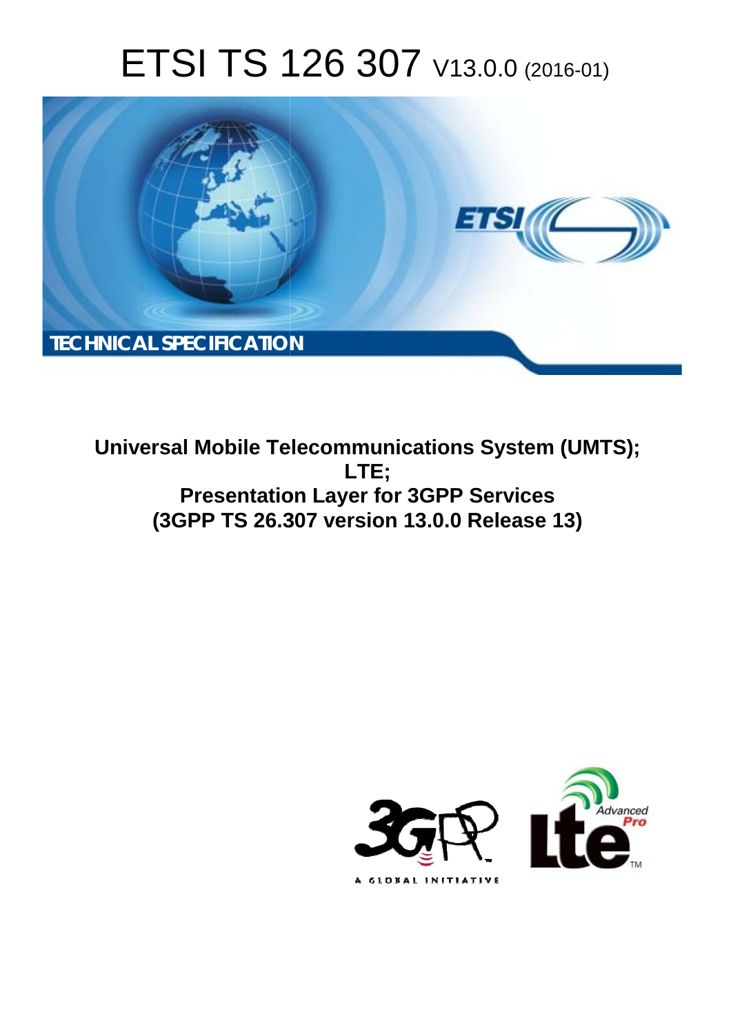# ETSI TS 126 307 V13.0.0 (2016-01)

TECHNICAL SPECIFICATION

**Universal Mobile Telecommunications System (UMTS);**
**LTE;**
**Presentation Layer for 3GPP Services**
**(3GPP TS 26.307 version 13.0.0 Release 13)**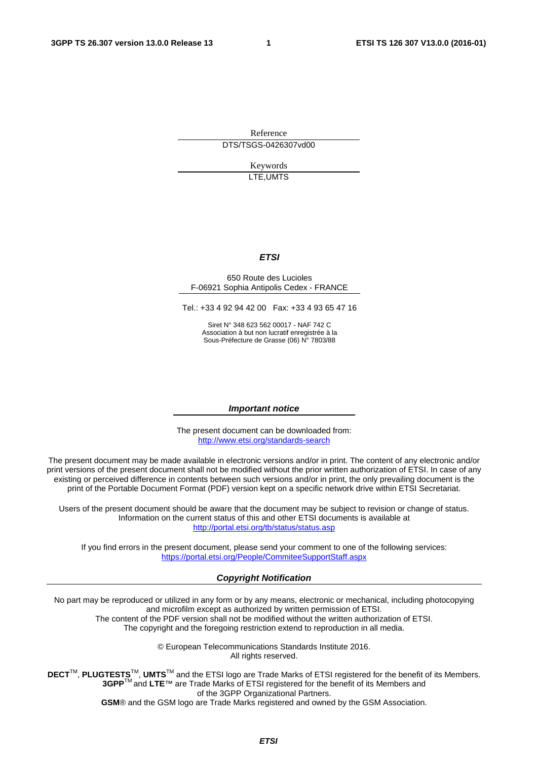Reference

DTS/TSGS-0426307vd00

Keywords

LTE,UMTS

***ETSI***

650 Route des Lucioles
F-06921 Sophia Antipolis Cedex - FRANCE

Tel.: +33 4 92 94 42 00   Fax: +33 4 93 65 47 16

Siret N° 348 623 562 00017 - NAF 742 C
Association à but non lucratif enregistrée à la
Sous-Préfecture de Grasse (06) N° 7803/88

***Important notice***

The present document can be downloaded from:
http://www.etsi.org/standards-search

The present document may be made available in electronic versions and/or in print. The content of any electronic and/or print versions of the present document shall not be modified without the prior written authorization of ETSI. In case of any existing or perceived difference in contents between such versions and/or in print, the only prevailing document is the print of the Portable Document Format (PDF) version kept on a specific network drive within ETSI Secretariat.

Users of the present document should be aware that the document may be subject to revision or change of status. Information on the current status of this and other ETSI documents is available at
http://portal.etsi.org/tb/status/status.asp

If you find errors in the present document, please send your comment to one of the following services:
https://portal.etsi.org/People/CommiteeSupportStaff.aspx

***Copyright Notification***

No part may be reproduced or utilized in any form or by any means, electronic or mechanical, including photocopying and microfilm except as authorized by written permission of ETSI.
The content of the PDF version shall not be modified without the written authorization of ETSI.
The copyright and the foregoing restriction extend to reproduction in all media.

© European Telecommunications Standards Institute 2016.
All rights reserved.

**DECT**™, **PLUGTESTS**™, **UMTS**™ and the ETSI logo are Trade Marks of ETSI registered for the benefit of its Members.
**3GPP**™ and **LTE**™ are Trade Marks of ETSI registered for the benefit of its Members and of the 3GPP Organizational Partners.
**GSM**® and the GSM logo are Trade Marks registered and owned by the GSM Association.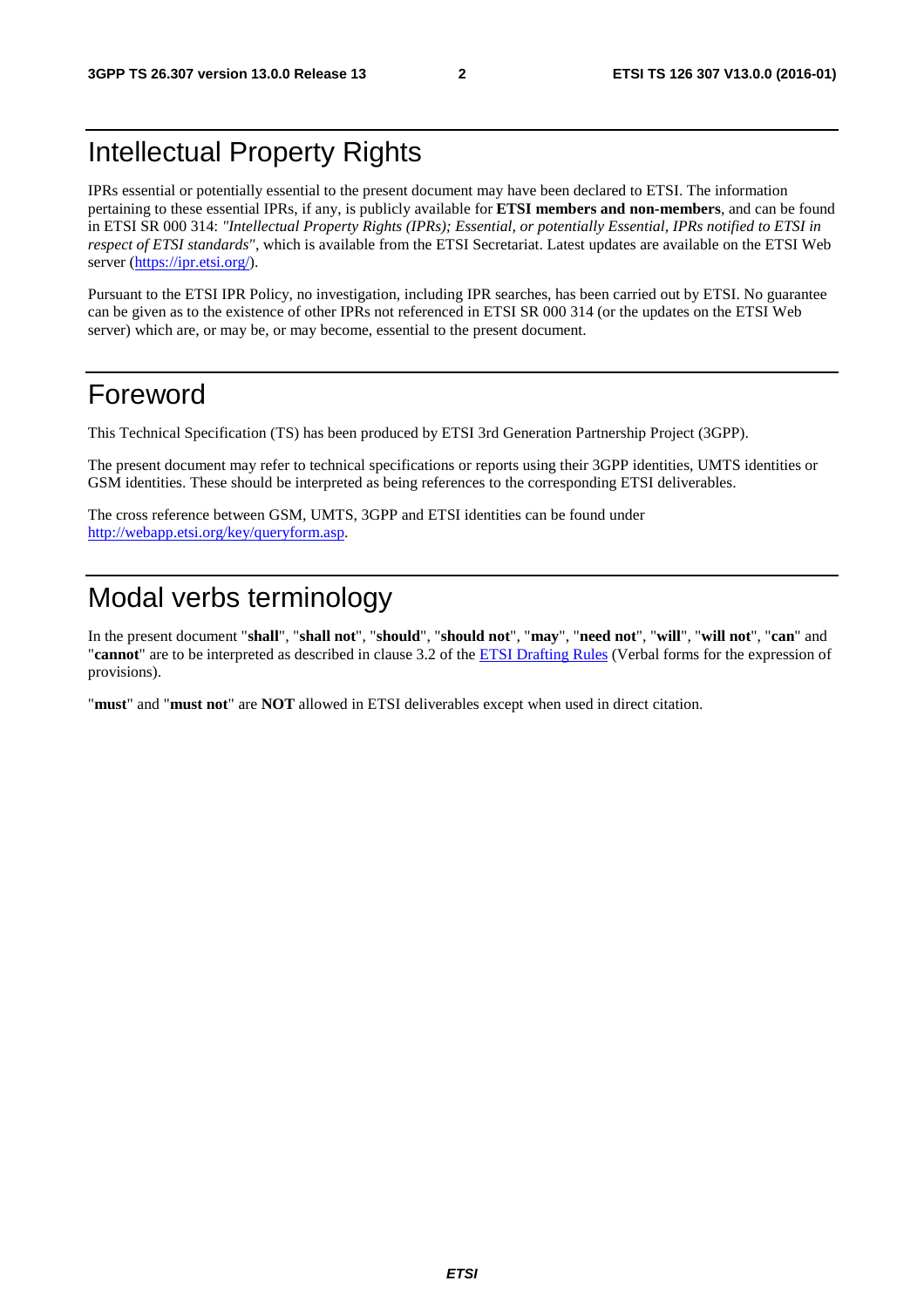# Intellectual Property Rights

IPRs essential or potentially essential to the present document may have been declared to ETSI. The information pertaining to these essential IPRs, if any, is publicly available for **ETSI members and non-members**, and can be found in ETSI SR 000 314: *"Intellectual Property Rights (IPRs); Essential, or potentially Essential, IPRs notified to ETSI in respect of ETSI standards"*, which is available from the ETSI Secretariat. Latest updates are available on the ETSI Web server (https://ipr.etsi.org/).

Pursuant to the ETSI IPR Policy, no investigation, including IPR searches, has been carried out by ETSI. No guarantee can be given as to the existence of other IPRs not referenced in ETSI SR 000 314 (or the updates on the ETSI Web server) which are, or may be, or may become, essential to the present document.

# Foreword

This Technical Specification (TS) has been produced by ETSI 3rd Generation Partnership Project (3GPP).

The present document may refer to technical specifications or reports using their 3GPP identities, UMTS identities or GSM identities. These should be interpreted as being references to the corresponding ETSI deliverables.

The cross reference between GSM, UMTS, 3GPP and ETSI identities can be found under http://webapp.etsi.org/key/queryform.asp.

# Modal verbs terminology

In the present document "**shall**", "**shall not**", "**should**", "**should not**", "**may**", "**need not**", "**will**", "**will not**", "**can**" and "**cannot**" are to be interpreted as described in clause 3.2 of the ETSI Drafting Rules (Verbal forms for the expression of provisions).

"**must**" and "**must not**" are **NOT** allowed in ETSI deliverables except when used in direct citation.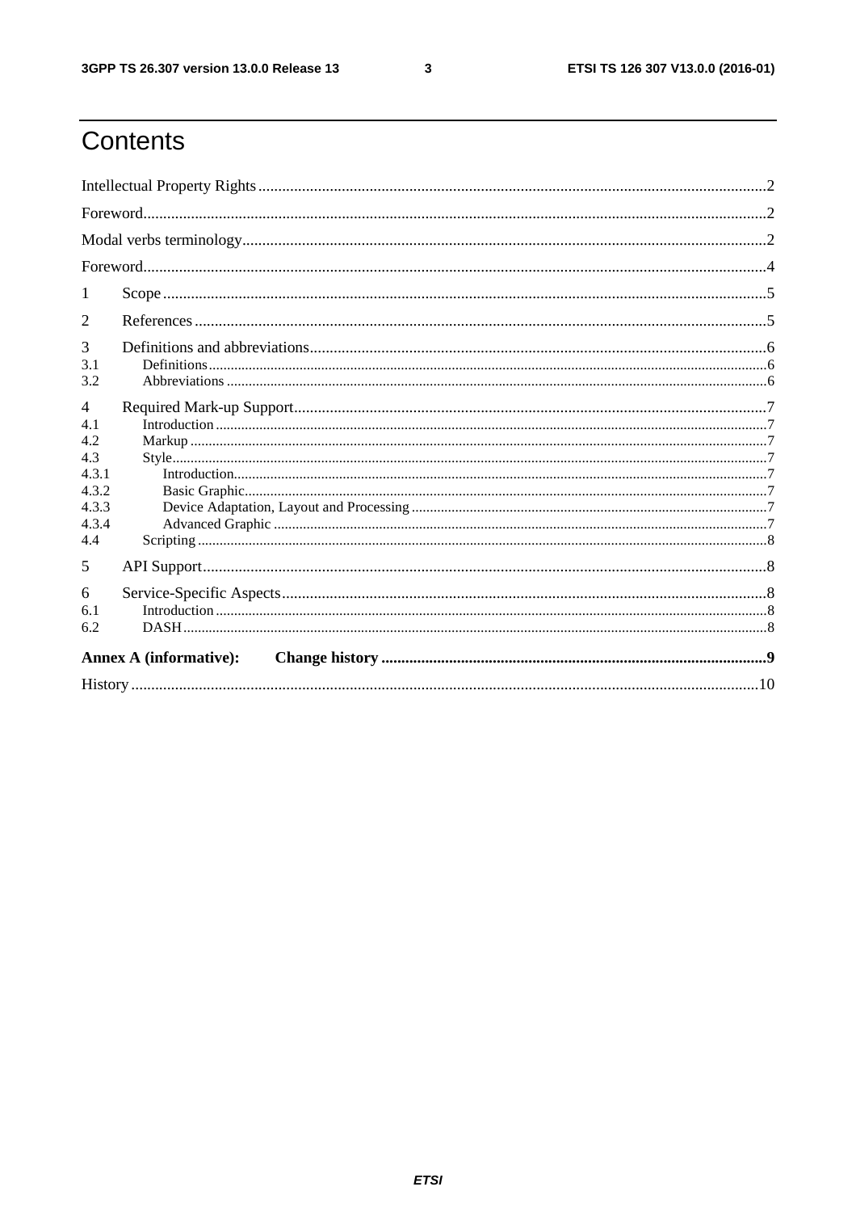# Contents

Intellectual Property Rights .......... 2
Foreword .......... 2
Modal verbs terminology .......... 2
Foreword .......... 4
1 Scope .......... 5
2 References .......... 5
3 Definitions and abbreviations .......... 6
3.1 Definitions .......... 6
3.2 Abbreviations .......... 6
4 Required Mark-up Support .......... 7
4.1 Introduction .......... 7
4.2 Markup .......... 7
4.3 Style .......... 7
4.3.1 Introduction .......... 7
4.3.2 Basic Graphic .......... 7
4.3.3 Device Adaptation, Layout and Processing .......... 7
4.3.4 Advanced Graphic .......... 7
4.4 Scripting .......... 8
5 API Support .......... 8
6 Service-Specific Aspects .......... 8
6.1 Introduction .......... 8
6.2 DASH .......... 8
**Annex A (informative): Change history** .......... 9
History .......... 10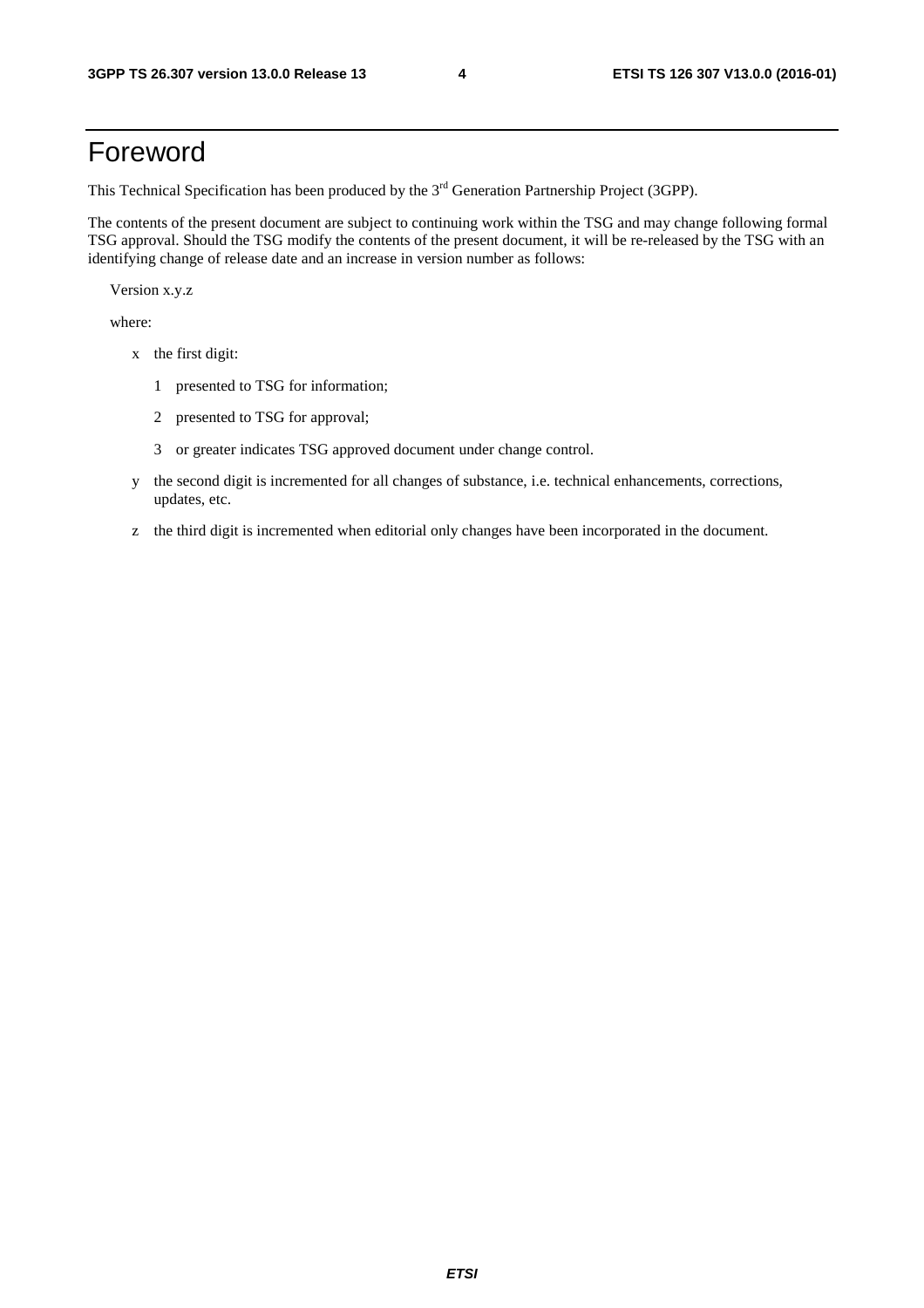# Foreword

This Technical Specification has been produced by the 3rd Generation Partnership Project (3GPP).

The contents of the present document are subject to continuing work within the TSG and may change following formal TSG approval. Should the TSG modify the contents of the present document, it will be re-released by the TSG with an identifying change of release date and an increase in version number as follows:

Version x.y.z

where:

- x the first digit:
  - 1 presented to TSG for information;
  - 2 presented to TSG for approval;
  - 3 or greater indicates TSG approved document under change control.
- y the second digit is incremented for all changes of substance, i.e. technical enhancements, corrections, updates, etc.
- z the third digit is incremented when editorial only changes have been incorporated in the document.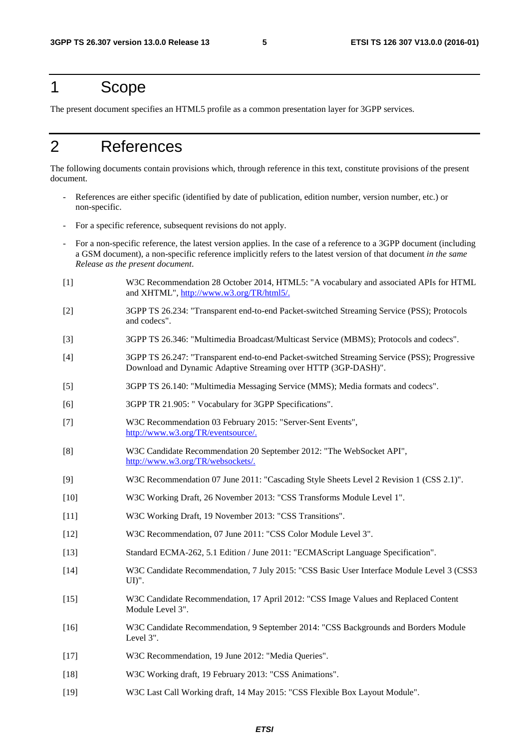# 1 Scope

The present document specifies an HTML5 profile as a common presentation layer for 3GPP services.

# 2 References

The following documents contain provisions which, through reference in this text, constitute provisions of the present document.

- References are either specific (identified by date of publication, edition number, version number, etc.) or non-specific.
- For a specific reference, subsequent revisions do not apply.
- For a non-specific reference, the latest version applies. In the case of a reference to a 3GPP document (including a GSM document), a non-specific reference implicitly refers to the latest version of that document *in the same Release as the present document*.

[1] W3C Recommendation 28 October 2014, HTML5: "A vocabulary and associated APIs for HTML and XHTML", http://www.w3.org/TR/html5/.

[2] 3GPP TS 26.234: "Transparent end-to-end Packet-switched Streaming Service (PSS); Protocols and codecs".

[3] 3GPP TS 26.346: "Multimedia Broadcast/Multicast Service (MBMS); Protocols and codecs".

[4] 3GPP TS 26.247: "Transparent end-to-end Packet-switched Streaming Service (PSS); Progressive Download and Dynamic Adaptive Streaming over HTTP (3GP-DASH)".

[5] 3GPP TS 26.140: "Multimedia Messaging Service (MMS); Media formats and codecs".

[6] 3GPP TR 21.905: " Vocabulary for 3GPP Specifications".

[7] W3C Recommendation 03 February 2015: "Server-Sent Events", http://www.w3.org/TR/eventsource/.

[8] W3C Candidate Recommendation 20 September 2012: "The WebSocket API", http://www.w3.org/TR/websockets/.

[9] W3C Recommendation 07 June 2011: "Cascading Style Sheets Level 2 Revision 1 (CSS 2.1)".

[10] W3C Working Draft, 26 November 2013: "CSS Transforms Module Level 1".

[11] W3C Working Draft, 19 November 2013: "CSS Transitions".

[12] W3C Recommendation, 07 June 2011: "CSS Color Module Level 3".

[13] Standard ECMA-262, 5.1 Edition / June 2011: "ECMAScript Language Specification".

[14] W3C Candidate Recommendation, 7 July 2015: "CSS Basic User Interface Module Level 3 (CSS3 UI)".

[15] W3C Candidate Recommendation, 17 April 2012: "CSS Image Values and Replaced Content Module Level 3".

[16] W3C Candidate Recommendation, 9 September 2014: "CSS Backgrounds and Borders Module Level 3".

[17] W3C Recommendation, 19 June 2012: "Media Queries".

[18] W3C Working draft, 19 February 2013: "CSS Animations".

[19] W3C Last Call Working draft, 14 May 2015: "CSS Flexible Box Layout Module".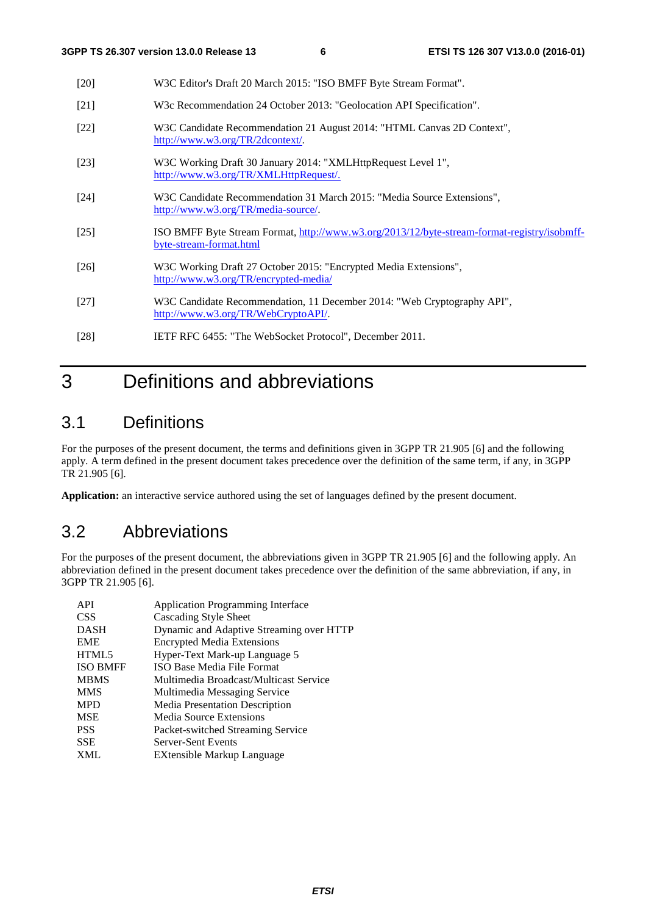[20] W3C Editor's Draft 20 March 2015: "ISO BMFF Byte Stream Format".

[21] W3c Recommendation 24 October 2013: "Geolocation API Specification".

[22] W3C Candidate Recommendation 21 August 2014: "HTML Canvas 2D Context", http://www.w3.org/TR/2dcontext/.

[23] W3C Working Draft 30 January 2014: "XMLHttpRequest Level 1", http://www.w3.org/TR/XMLHttpRequest/.

[24] W3C Candidate Recommendation 31 March 2015: "Media Source Extensions", http://www.w3.org/TR/media-source/.

[25] ISO BMFF Byte Stream Format, http://www.w3.org/2013/12/byte-stream-format-registry/isobmff-byte-stream-format.html

[26] W3C Working Draft 27 October 2015: "Encrypted Media Extensions", http://www.w3.org/TR/encrypted-media/

[27] W3C Candidate Recommendation, 11 December 2014: "Web Cryptography API", http://www.w3.org/TR/WebCryptoAPI/.

[28] IETF RFC 6455: "The WebSocket Protocol", December 2011.

# 3 Definitions and abbreviations

## 3.1 Definitions

For the purposes of the present document, the terms and definitions given in 3GPP TR 21.905 [6] and the following apply. A term defined in the present document takes precedence over the definition of the same term, if any, in 3GPP TR 21.905 [6].

**Application:** an interactive service authored using the set of languages defined by the present document.

## 3.2 Abbreviations

For the purposes of the present document, the abbreviations given in 3GPP TR 21.905 [6] and the following apply. An abbreviation defined in the present document takes precedence over the definition of the same abbreviation, if any, in 3GPP TR 21.905 [6].

| | |
|---|---|
| API | Application Programming Interface |
| CSS | Cascading Style Sheet |
| DASH | Dynamic and Adaptive Streaming over HTTP |
| EME | Encrypted Media Extensions |
| HTML5 | Hyper-Text Mark-up Language 5 |
| ISO BMFF | ISO Base Media File Format |
| MBMS | Multimedia Broadcast/Multicast Service |
| MMS | Multimedia Messaging Service |
| MPD | Media Presentation Description |
| MSE | Media Source Extensions |
| PSS | Packet-switched Streaming Service |
| SSE | Server-Sent Events |
| XML | EXtensible Markup Language |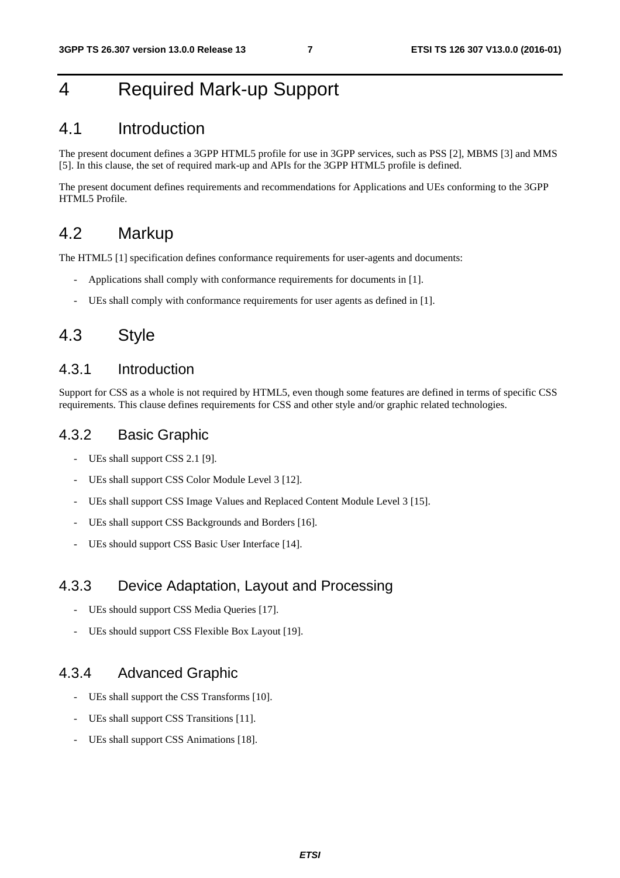# 4 Required Mark-up Support

## 4.1 Introduction

The present document defines a 3GPP HTML5 profile for use in 3GPP services, such as PSS [2], MBMS [3] and MMS [5]. In this clause, the set of required mark-up and APIs for the 3GPP HTML5 profile is defined.

The present document defines requirements and recommendations for Applications and UEs conforming to the 3GPP HTML5 Profile.

## 4.2 Markup

The HTML5 [1] specification defines conformance requirements for user-agents and documents:

- Applications shall comply with conformance requirements for documents in [1].
- UEs shall comply with conformance requirements for user agents as defined in [1].

## 4.3 Style

### 4.3.1 Introduction

Support for CSS as a whole is not required by HTML5, even though some features are defined in terms of specific CSS requirements. This clause defines requirements for CSS and other style and/or graphic related technologies.

### 4.3.2 Basic Graphic

- UEs shall support CSS 2.1 [9].
- UEs shall support CSS Color Module Level 3 [12].
- UEs shall support CSS Image Values and Replaced Content Module Level 3 [15].
- UEs shall support CSS Backgrounds and Borders [16].
- UEs should support CSS Basic User Interface [14].

### 4.3.3 Device Adaptation, Layout and Processing

- UEs should support CSS Media Queries [17].
- UEs should support CSS Flexible Box Layout [19].

### 4.3.4 Advanced Graphic

- UEs shall support the CSS Transforms [10].
- UEs shall support CSS Transitions [11].
- UEs shall support CSS Animations [18].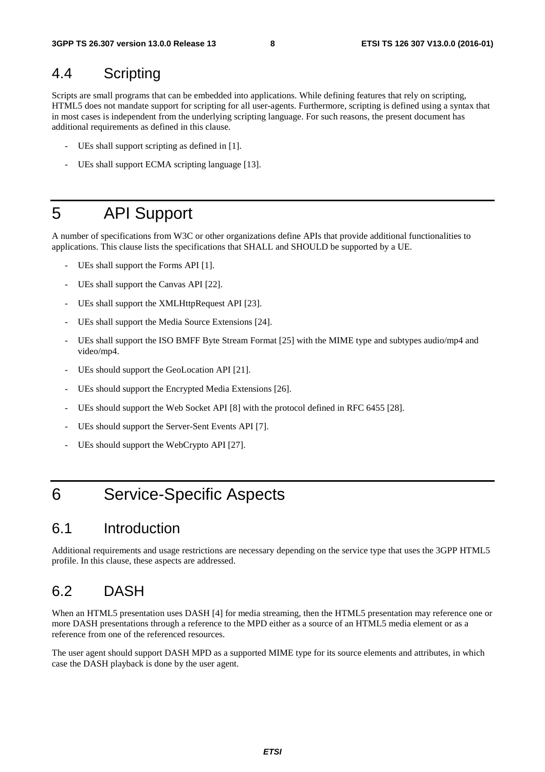## 4.4 Scripting

Scripts are small programs that can be embedded into applications. While defining features that rely on scripting, HTML5 does not mandate support for scripting for all user-agents. Furthermore, scripting is defined using a syntax that in most cases is independent from the underlying scripting language. For such reasons, the present document has additional requirements as defined in this clause.

- UEs shall support scripting as defined in [1].
- UEs shall support ECMA scripting language [13].

# 5 API Support

A number of specifications from W3C or other organizations define APIs that provide additional functionalities to applications. This clause lists the specifications that SHALL and SHOULD be supported by a UE.

- UEs shall support the Forms API [1].
- UEs shall support the Canvas API [22].
- UEs shall support the XMLHttpRequest API [23].
- UEs shall support the Media Source Extensions [24].
- UEs shall support the ISO BMFF Byte Stream Format [25] with the MIME type and subtypes audio/mp4 and video/mp4.
- UEs should support the GeoLocation API [21].
- UEs should support the Encrypted Media Extensions [26].
- UEs should support the Web Socket API [8] with the protocol defined in RFC 6455 [28].
- UEs should support the Server-Sent Events API [7].
- UEs should support the WebCrypto API [27].

# 6 Service-Specific Aspects

## 6.1 Introduction

Additional requirements and usage restrictions are necessary depending on the service type that uses the 3GPP HTML5 profile. In this clause, these aspects are addressed.

## 6.2 DASH

When an HTML5 presentation uses DASH [4] for media streaming, then the HTML5 presentation may reference one or more DASH presentations through a reference to the MPD either as a source of an HTML5 media element or as a reference from one of the referenced resources.

The user agent should support DASH MPD as a supported MIME type for its source elements and attributes, in which case the DASH playback is done by the user agent.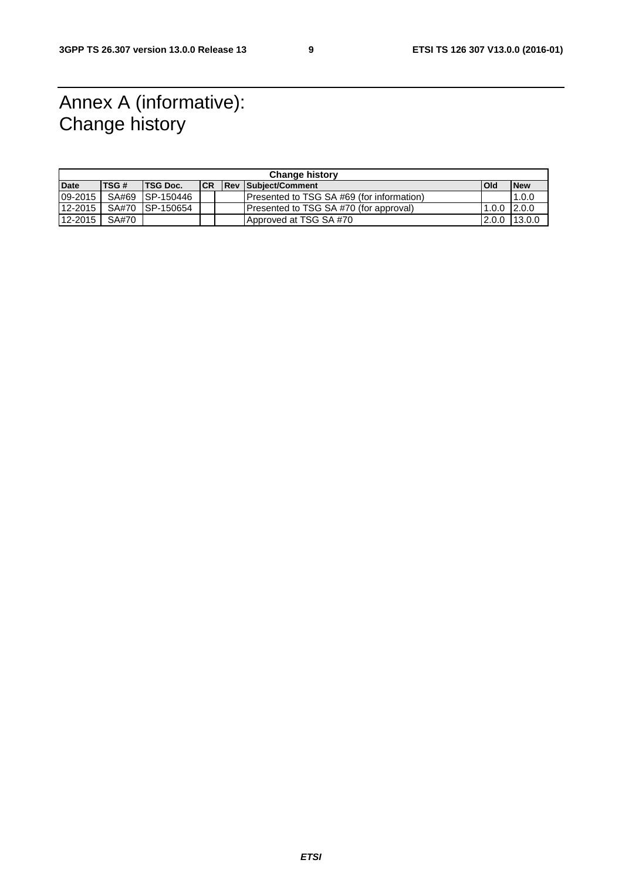# Annex A (informative): Change history

| Change history | | | | | | | |
|---|---|---|---|---|---|---|---|
| **Date** | **TSG #** | **TSG Doc.** | **CR** | **Rev** | **Subject/Comment** | **Old** | **New** |
| 09-2015 | SA#69 | SP-150446 | | | Presented to TSG SA #69 (for information) | | 1.0.0 |
| 12-2015 | SA#70 | SP-150654 | | | Presented to TSG SA #70 (for approval) | 1.0.0 | 2.0.0 |
| 12-2015 | SA#70 | | | | Approved at TSG SA #70 | 2.0.0 | 13.0.0 |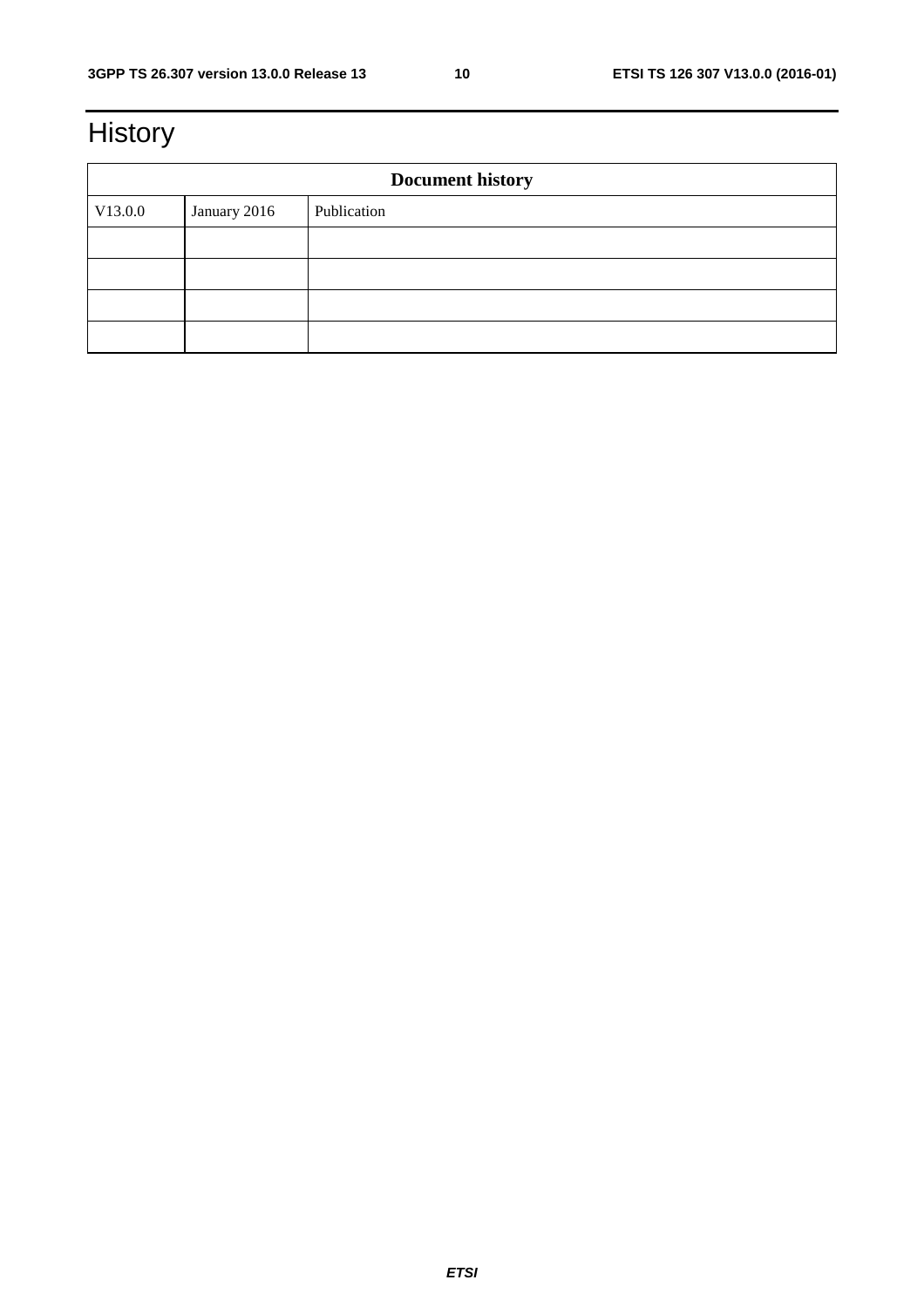# History

| Document history | | |
|---|---|---|
| V13.0.0 | January 2016 | Publication |
| | | |
| | | |
| | | |
| | | |